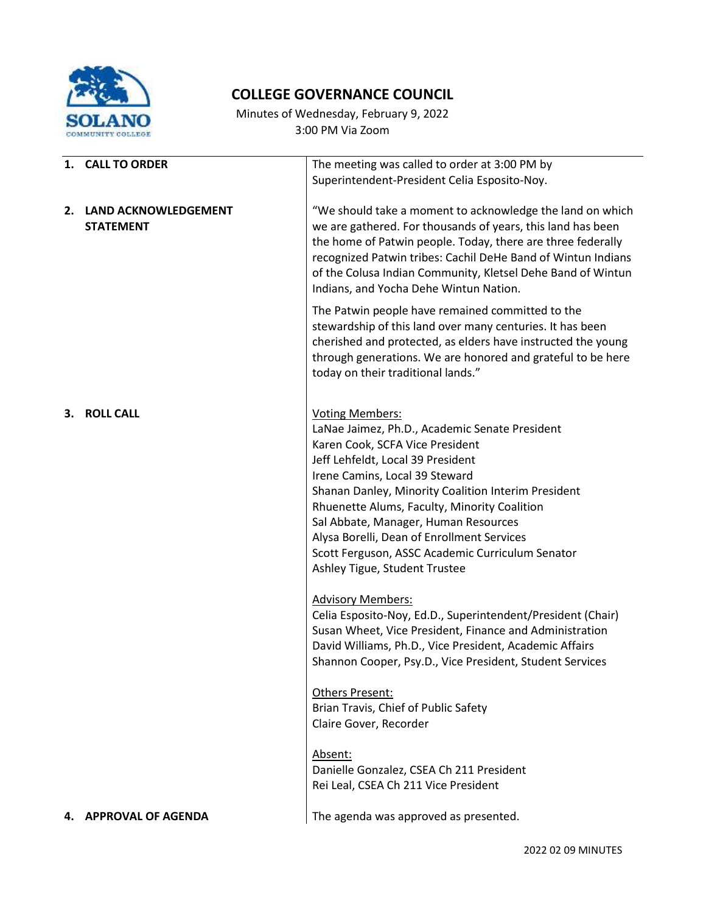# COLLEGE GOVERNANCE COUNCIL

Minutes of Wednesday, February 9, 2022
3:00 PM Via Zoom

**1. CALL TO ORDER**

The meeting was called to order at 3:00 PM by Superintendent-President Celia Esposito-Noy.

**2. LAND ACKNOWLEDGEMENT STATEMENT**

"We should take a moment to acknowledge the land on which we are gathered. For thousands of years, this land has been the home of Patwin people. Today, there are three federally recognized Patwin tribes: Cachil DeHe Band of Wintun Indians of the Colusa Indian Community, Kletsel Dehe Band of Wintun Indians, and Yocha Dehe Wintun Nation.

The Patwin people have remained committed to the stewardship of this land over many centuries. It has been cherished and protected, as elders have instructed the young through generations. We are honored and grateful to be here today on their traditional lands."

**3. ROLL CALL**

Voting Members:
LaNae Jaimez, Ph.D., Academic Senate President
Karen Cook, SCFA Vice President
Jeff Lehfeldt, Local 39 President
Irene Camins, Local 39 Steward
Shanan Danley, Minority Coalition Interim President
Rhuenette Alums, Faculty, Minority Coalition
Sal Abbate, Manager, Human Resources
Alysa Borelli, Dean of Enrollment Services
Scott Ferguson, ASSC Academic Curriculum Senator
Ashley Tigue, Student Trustee

Advisory Members:
Celia Esposito-Noy, Ed.D., Superintendent/President (Chair)
Susan Wheet, Vice President, Finance and Administration
David Williams, Ph.D., Vice President, Academic Affairs
Shannon Cooper, Psy.D., Vice President, Student Services

Others Present:
Brian Travis, Chief of Public Safety
Claire Gover, Recorder

Absent:
Danielle Gonzalez, CSEA Ch 211 President
Rei Leal, CSEA Ch 211 Vice President

**4. APPROVAL OF AGENDA**

The agenda was approved as presented.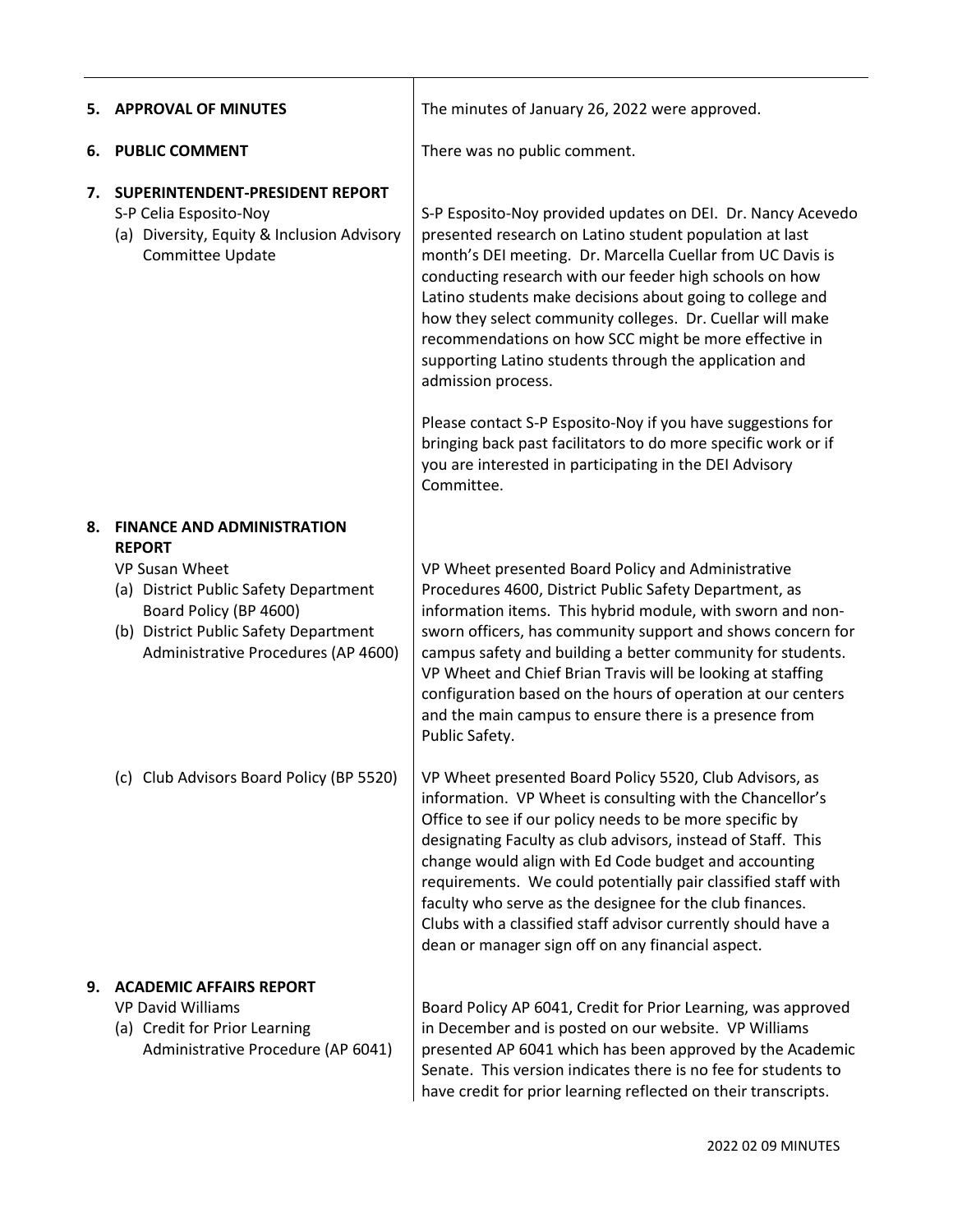| | |
|---|---|
| **5. APPROVAL OF MINUTES** | The minutes of January 26, 2022 were approved. |
| **6. PUBLIC COMMENT** | There was no public comment. |
| **7. SUPERINTENDENT-PRESIDENT REPORT**<br>S-P Celia Esposito-Noy<br>(a) Diversity, Equity & Inclusion Advisory Committee Update | S-P Esposito-Noy provided updates on DEI. Dr. Nancy Acevedo presented research on Latino student population at last month's DEI meeting. Dr. Marcella Cuellar from UC Davis is conducting research with our feeder high schools on how Latino students make decisions about going to college and how they select community colleges. Dr. Cuellar will make recommendations on how SCC might be more effective in supporting Latino students through the application and admission process.<br><br>Please contact S-P Esposito-Noy if you have suggestions for bringing back past facilitators to do more specific work or if you are interested in participating in the DEI Advisory Committee. |
| **8. FINANCE AND ADMINISTRATION REPORT**<br>VP Susan Wheet<br>(a) District Public Safety Department Board Policy (BP 4600)<br>(b) District Public Safety Department Administrative Procedures (AP 4600) | VP Wheet presented Board Policy and Administrative Procedures 4600, District Public Safety Department, as information items. This hybrid module, with sworn and non-sworn officers, has community support and shows concern for campus safety and building a better community for students. VP Wheet and Chief Brian Travis will be looking at staffing configuration based on the hours of operation at our centers and the main campus to ensure there is a presence from Public Safety. |
| (c) Club Advisors Board Policy (BP 5520) | VP Wheet presented Board Policy 5520, Club Advisors, as information. VP Wheet is consulting with the Chancellor's Office to see if our policy needs to be more specific by designating Faculty as club advisors, instead of Staff. This change would align with Ed Code budget and accounting requirements. We could potentially pair classified staff with faculty who serve as the designee for the club finances. Clubs with a classified staff advisor currently should have a dean or manager sign off on any financial aspect. |
| **9. ACADEMIC AFFAIRS REPORT**<br>VP David Williams<br>(a) Credit for Prior Learning Administrative Procedure (AP 6041) | Board Policy AP 6041, Credit for Prior Learning, was approved in December and is posted on our website. VP Williams presented AP 6041 which has been approved by the Academic Senate. This version indicates there is no fee for students to have credit for prior learning reflected on their transcripts. |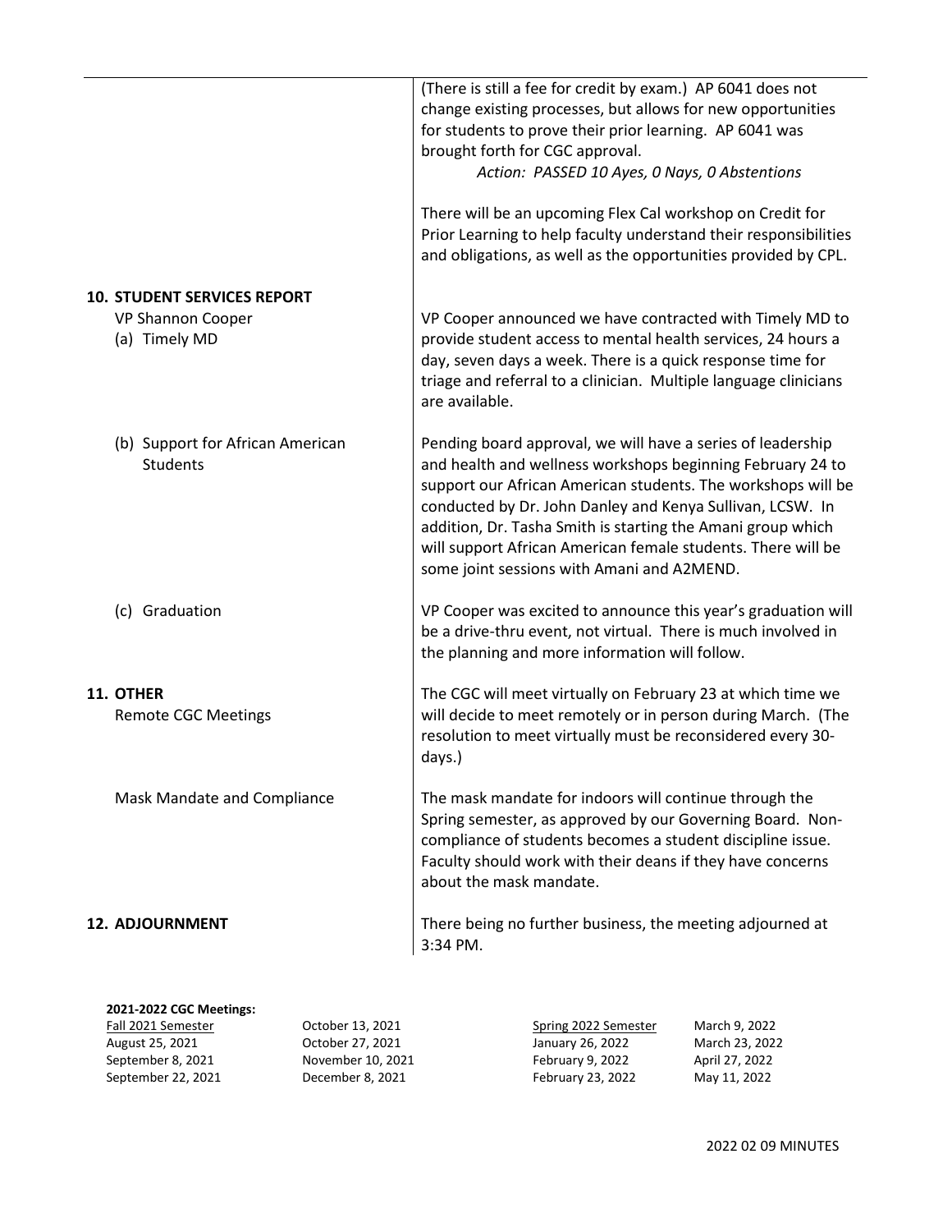(There is still a fee for credit by exam.) AP 6041 does not change existing processes, but allows for new opportunities for students to prove their prior learning. AP 6041 was brought forth for CGC approval.

*Action: PASSED 10 Ayes, 0 Nays, 0 Abstentions*

There will be an upcoming Flex Cal workshop on Credit for Prior Learning to help faculty understand their responsibilities and obligations, as well as the opportunities provided by CPL.

**10. STUDENT SERVICES REPORT**

VP Shannon Cooper

(a) Timely MD

VP Cooper announced we have contracted with Timely MD to provide student access to mental health services, 24 hours a day, seven days a week. There is a quick response time for triage and referral to a clinician. Multiple language clinicians are available.

(b) Support for African American Students

Pending board approval, we will have a series of leadership and health and wellness workshops beginning February 24 to support our African American students. The workshops will be conducted by Dr. John Danley and Kenya Sullivan, LCSW. In addition, Dr. Tasha Smith is starting the Amani group which will support African American female students. There will be some joint sessions with Amani and A2MEND.

(c) Graduation

VP Cooper was excited to announce this year's graduation will be a drive-thru event, not virtual. There is much involved in the planning and more information will follow.

**11. OTHER**

Remote CGC Meetings

The CGC will meet virtually on February 23 at which time we will decide to meet remotely or in person during March. (The resolution to meet virtually must be reconsidered every 30-days.)

Mask Mandate and Compliance

The mask mandate for indoors will continue through the Spring semester, as approved by our Governing Board. Non-compliance of students becomes a student discipline issue. Faculty should work with their deans if they have concerns about the mask mandate.

**12. ADJOURNMENT**

There being no further business, the meeting adjourned at 3:34 PM.

**2021-2022 CGC Meetings:**

| | | | |
|---|---|---|---|
| Fall 2021 Semester | October 13, 2021 | Spring 2022 Semester | March 9, 2022 |
| August 25, 2021 | October 27, 2021 | January 26, 2022 | March 23, 2022 |
| September 8, 2021 | November 10, 2021 | February 9, 2022 | April 27, 2022 |
| September 22, 2021 | December 8, 2021 | February 23, 2022 | May 11, 2022 |